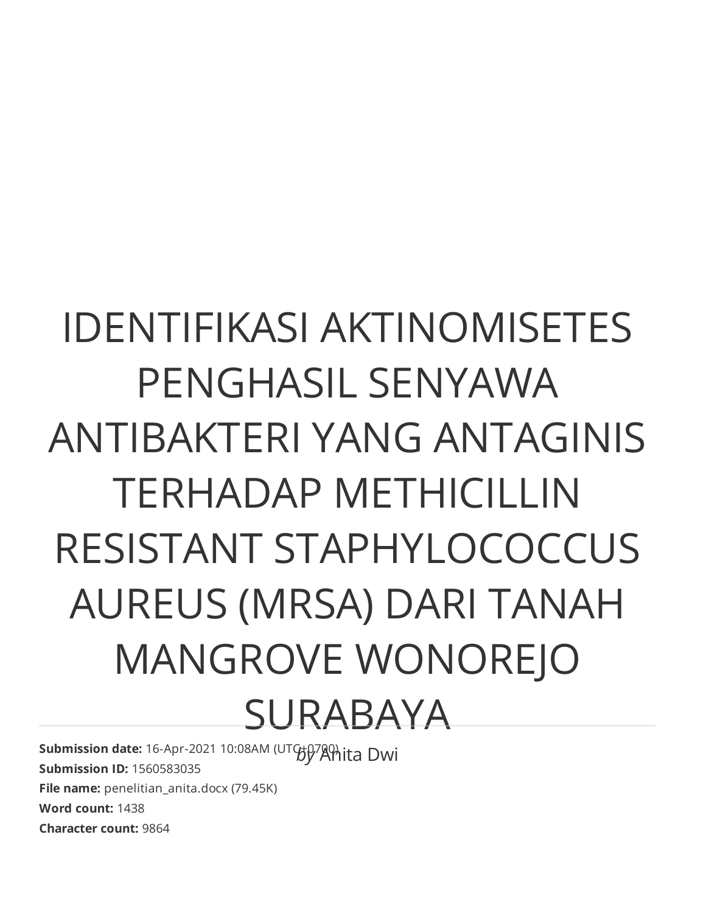# IDENTIFIKASI AKTINOMISETES PENGHASIL SENYAWA ANTIBAKTERI YANG ANTAGINIS TERHADAP METHICILLIN RESISTANT STAPHYLOCOCCUS AUREUS (MRSA) DARI TANAH MANGROVE WONOREJO SURABAYA

*by* Anita Dwi

**Submission date:** 16-Apr-2021 10:08AM (UTC+0700)
**Submission ID:** 1560583035
**File name:** penelitian_anita.docx (79.45K)
**Word count:** 1438
**Character count:** 9864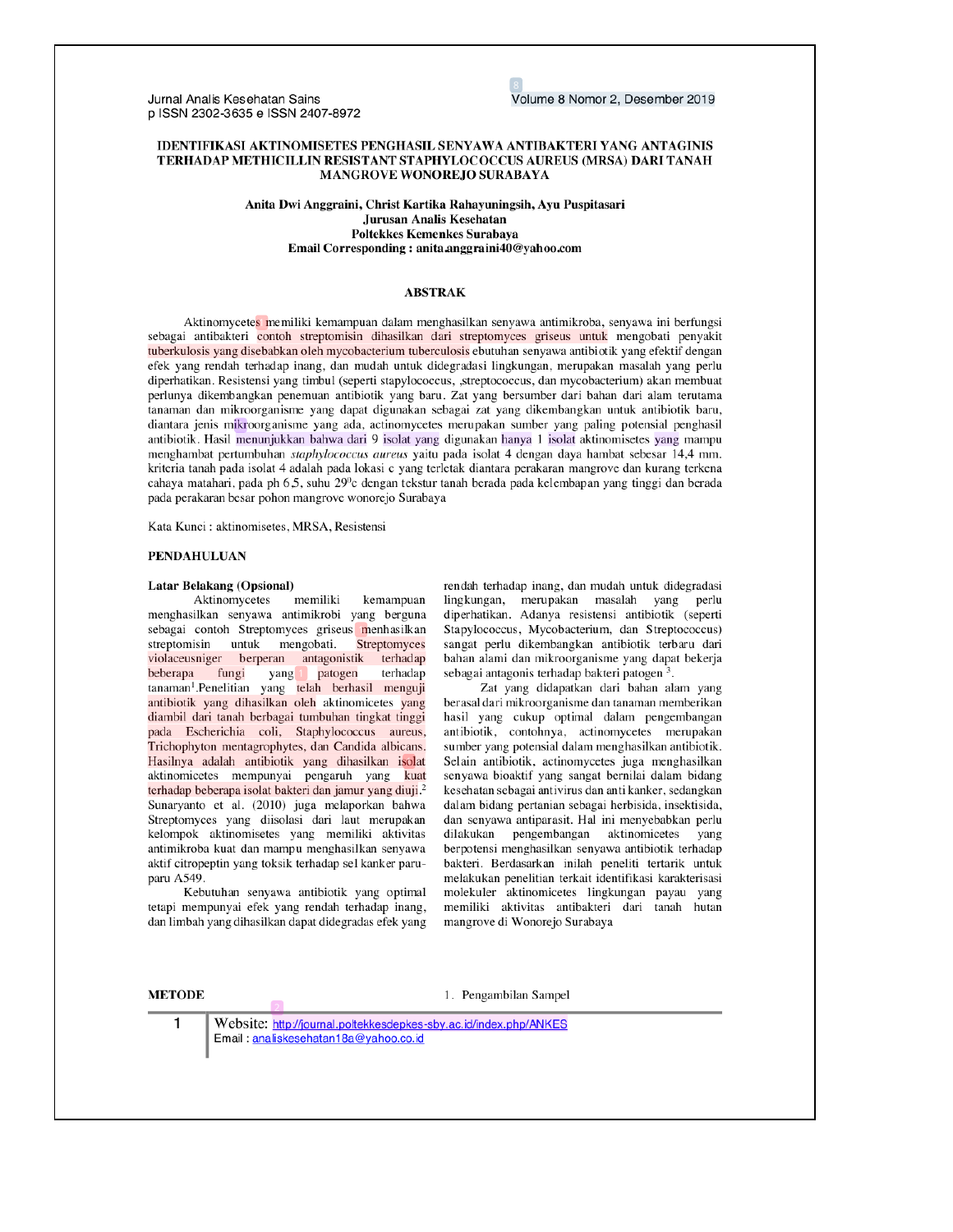# IDENTIFIKASI AKTINOMISETES PENGHASIL SENYAWA ANTIBAKTERI YANG ANTAGINIS TERHADAP METHICILLIN RESISTANT STAPHYLOCOCCUS AUREUS (MRSA) DARI TANAH MANGROVE WONOREJO SURABAYA

**Anita Dwi Anggraini, Christ Kartika Rahayuningsih, Ayu Puspitasari**
**Jurusan Analis Kesehatan**
**Poltekkes Kemenkes Surabaya**
**Email Corresponding : anita.anggraini40@yahoo.com**

## ABSTRAK

Aktinomycetes memiliki kemampuan dalam menghasilkan senyawa antimikroba, senyawa ini berfungsi sebagai antibakteri contoh streptomisin dihasilkan dari streptomyces griseus untuk mengobati penyakit tuberkulosis yang disebabkan oleh mycobacterium tuberculosis ebutuhan senyawa antibiotik yang efektif dengan efek yang rendah terhadap inang, dan mudah untuk didegradasi lingkungan, merupakan masalah yang perlu diperhatikan. Resistensi yang timbul (seperti stapylococcus, ,streptococcus, dan mycobacterium) akan membuat perlunya dikembangkan penemuan antibiotik yang baru. Zat yang bersumber dari bahan dari alam terutama tanaman dan mikroorganisme yang dapat digunakan sebagai zat yang dikembangkan untuk antibiotik baru, diantara jenis mikroorganisme yang ada, actinomycetes merupakan sumber yang paling potensial penghasil antibiotik. Hasil menunjukkan bahwa dari 9 isolat yang digunakan hanya 1 isolat aktinomisetes yang mampu menghambat pertumbuhan *staphylococcus aureus* yaitu pada isolat 4 dengan daya hambat sebesar 14,4 mm. kriteria tanah pada isolat 4 adalah pada lokasi c yang terletak diantara perakaran mangrove dan kurang terkena cahaya matahari, pada ph 6,5, suhu 29$^0$c dengan tekstur tanah berada pada kelembapan yang tinggi dan berada pada perakaran besar pohon mangrove wonorejo Surabaya

Kata Kunci : aktinomisetes, MRSA, Resistensi

## PENDAHULUAN

### Latar Belakang (Opsional)

Aktinomycetes memiliki kemampuan menghasilkan senyawa antimikrobi yang berguna sebagai contoh Streptomyces griseus menhasilkan streptomisin untuk mengobati. Streptomyces violaceusniger berperan antagonistik terhadap beberapa fungi yang patogen terhadap tanaman[1].Penelitian yang telah berhasil menguji antibiotik yang dihasilkan oleh aktinomicetes yang diambil dari tanah berbagai tumbuhan tingkat tinggi pada Escherichia coli, Staphylococcus aureus, Trichophyton mentagrophytes, dan Candida albicans. Hasilnya adalah antibiotik yang dihasilkan isolat aktinomicetes mempunyai pengaruh yang kuat terhadap beberapa isolat bakteri dan jamur yang diuji.[2] Sunaryanto et al. (2010) juga melaporkan bahwa Streptomyces yang diisolasi dari laut merupakan kelompok aktinomisetes yang memiliki aktivitas antimikroba kuat dan mampu menghasilkan senyawa aktif citropeptin yang toksik terhadap sel kanker paru-paru A549.

Kebutuhan senyawa antibiotik yang optimal tetapi mempunyai efek yang rendah terhadap inang, dan limbah yang dihasilkan dapat didegradas efek yang rendah terhadap inang, dan mudah untuk didegradasi lingkungan, merupakan masalah yang perlu diperhatikan. Adanya resistensi antibiotik (seperti Stapylococcus, Mycobacterium, dan Streptococcus) sangat perlu dikembangkan antibiotik terbaru dari bahan alami dan mikroorganisme yang dapat bekerja sebagai antagonis terhadap bakteri patogen [3].

Zat yang didapatkan dari bahan alam yang berasal dari mikroorganisme dan tanaman memberikan hasil yang cukup optimal dalam pengembangan antibiotik, contohnya, actinomycetes merupakan sumber yang potensial dalam menghasilkan antibiotik. Selain antibiotik, actinomycetes juga menghasilkan senyawa bioaktif yang sangat bernilai dalam bidang kesehatan sebagai antivirus dan anti kanker, sedangkan dalam bidang pertanian sebagai herbisida, insektisida, dan senyawa antiparasit. Hal ini menyebabkan perlu dilakukan pengembangan aktinomicetes yang berpotensi menghasilkan senyawa antibiotik terhadap bakteri. Berdasarkan inilah peneliti tertarik untuk melakukan penelitian terkait identifikasi karakterisasi molekuler aktinomicetes lingkungan payau yang memiliki aktivitas antibakteri dari tanah hutan mangrove di Wonorejo Surabaya

## METODE

1. Pengambilan Sampel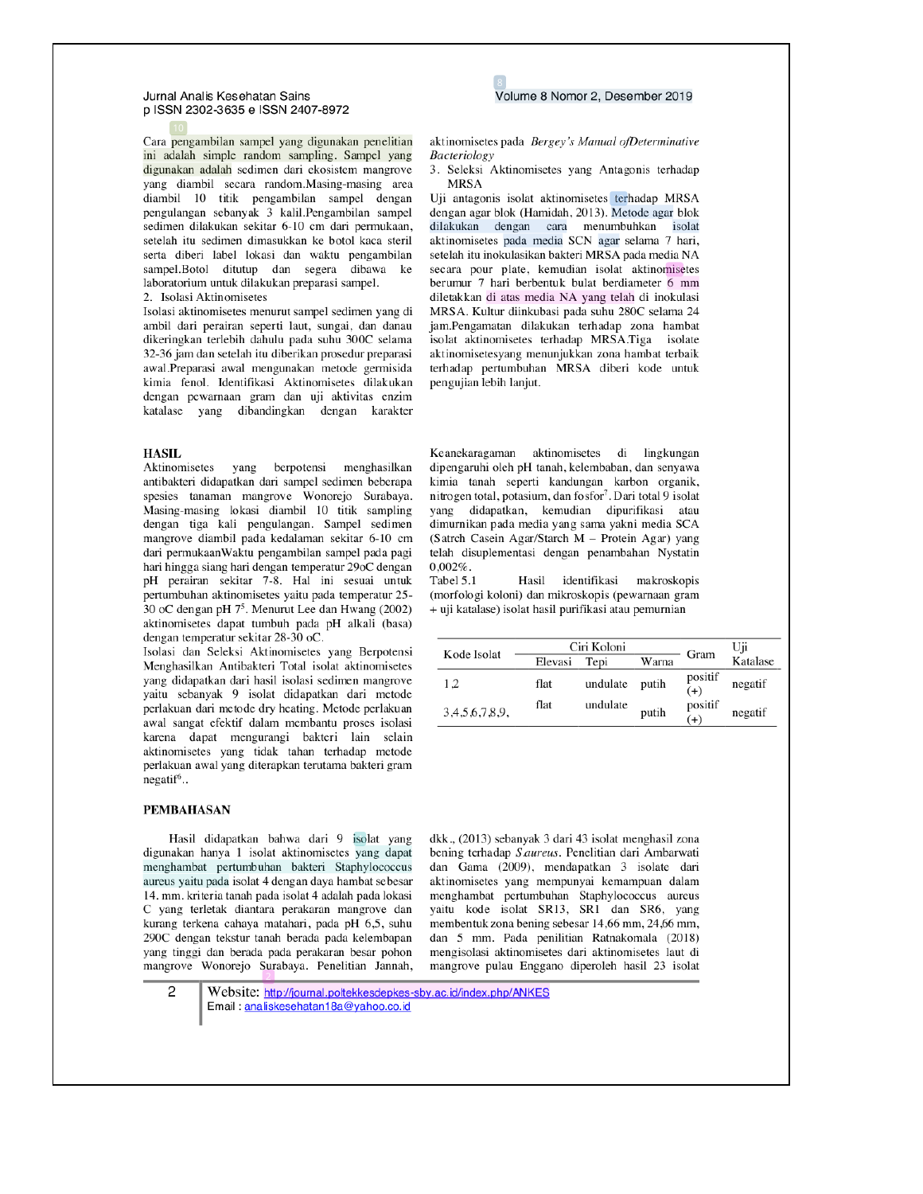Cara pengambilan sampel yang digunakan penelitian ini adalah simple random sampling. Sampel yang digunakan adalah sedimen dari ekosistem mangrove yang diambil secara random.Masing-masing area diambil 10 titik pengambilan sampel dengan pengulangan sebanyak 3 kali.Pengambilan sampel sedimen dilakukan sekitar 6-10 cm dari permukaan, setelah itu sedimen dimasukkan ke botol kaca steril serta diberi label lokasi dan waktu pengambilan sampel.Botol ditutup dan segera dibawa ke laboratorium untuk dilakukan preparasi sampel.

2. Isolasi Aktinomisetes

Isolasi aktinomisetes menurut sampel sedimen yang di ambil dari perairan seperti laut, sungai, dan danau dikeringkan terlebih dahulu pada suhu 300C selama 32-36 jam dan setelah itu diberikan prosedur preparasi awal.Preparasi awal mengunakan metode germisida kimia fenol. Identifikasi Aktinomisetes dilakukan dengan pewarnaan gram dan uji aktivitas enzim katalase yang dibandingkan dengan karakter aktinomisetes pada *Bergey's Manual ofDeterminative Bacteriology*

3. Seleksi Aktinomisetes yang Antagonis terhadap MRSA

Uji antagonis isolat aktinomisetes terhadap MRSA dengan agar blok (Hamidah, 2013). Metode agar blok dilakukan dengan cara menumbuhkan isolat aktinomisetes pada media SCN agar selama 7 hari, setelah itu inokulasikan bakteri MRSA pada media NA secara pour plate, kemudian isolat aktinomisetes berumur 7 hari berbentuk bulat berdiameter 6 mm diletakkan di atas media NA yang telah di inokulasi MRSA. Kultur diinkubasi pada suhu 280C selama 24 jam.Pengamatan dilakukan terhadap zona hambat isolat aktinomisetes terhadap MRSA.Tiga isolate aktinomisetesyang menunjukkan zona hambat terbaik terhadap pertumbuhan MRSA diberi kode untuk pengujian lebih lanjut.

## HASIL

Aktinomisetes yang berpotensi menghasilkan antibakteri didapatkan dari sampel sedimen beberapa spesies tanaman mangrove Wonorejo Surabaya. Masing-masing lokasi diambil 10 titik sampling dengan tiga kali pengulangan. Sampel sedimen mangrove diambil pada kedalaman sekitar 6-10 cm dari permukaanWaktu pengambilan sampel pada pagi hari hingga siang hari dengan temperatur 29oC dengan pH perairan sekitar 7-8. Hal ini sesuai untuk pertumbuhan aktinomisetes yaitu pada temperatur 25-30 oC dengan pH 7[5]. Menurut Lee dan Hwang (2002) aktinomisetes dapat tumbuh pada pH alkali (basa) dengan temperatur sekitar 28-30 oC.

Isolasi dan Seleksi Aktinomisetes yang Berpotensi Menghasilkan Antibakteri Total isolat aktinomisetes yang didapatkan dari hasil isolasi sedimen mangrove yaitu sebanyak 9 isolat didapatkan dari metode perlakuan dari metode dry heating. Metode perlakuan awal sangat efektif dalam membantu proses isolasi karena dapat mengurangi bakteri lain selain aktinomisetes yang tidak tahan terhadap metode perlakuan awal yang diterapkan terutama bakteri gram negatif[6]..

Keanekaragaman aktinomisetes di lingkungan dipengaruhi oleh pH tanah, kelembaban, dan senyawa kimia tanah seperti kandungan karbon organik, nitrogen total, potasium, dan fosfor[7]. Dari total 9 isolat yang didapatkan, kemudian dipurifikasi atau dimurnikan pada media yang sama yakni media SCA (Satrch Casein Agar/Starch M – Protein Agar) yang telah disuplementasi dengan penambahan Nystatin 0,002%.

Tabel 5.1 Hasil identifikasi makroskopis (morfologi koloni) dan mikroskopis (pewarnaan gram + uji katalase) isolat hasil purifikasi atau pemurnian

| Kode Isolat | Ciri Koloni | | | Gram | Uji Katalase |
|---|---|---|---|---|---|
| | Elevasi | Tepi | Warna | | |
| 1,2 | flat | undulate | putih | positif (+) | negatif |
| 3,4,5,6,7,8,9, | flat | undulate | putih | positif (+) | negatif |

## PEMBAHASAN

Hasil didapatkan bahwa dari 9 isolat yang digunakan hanya 1 isolat aktinomisetes yang dapat menghambat pertumbuhan bakteri Staphylococcus aureus yaitu pada isolat 4 dengan daya hambat sebesar 14. mm. kriteria tanah pada isolat 4 adalah pada lokasi C yang terletak diantara perakaran mangrove dan kurang terkena cahaya matahari, pada pH 6,5, suhu 290C dengan tekstur tanah berada pada kelembapan yang tinggi dan berada pada perakaran besar pohon mangrove Wonorejo Surabaya. Penelitian Jannah, dkk., (2013) sebanyak 3 dari 43 isolat menghasil zona bening terhadap *S.aureus*. Penelitian dari Ambarwati dan Gama (2009), mendapatkan 3 isolate dari aktinomisetes yang mempunyai kemampuan dalam menghambat pertumbuhan Staphylococcus aureus yaitu kode isolat SR13, SR1 dan SR6, yang membentuk zona bening sebesar 14,66 mm, 24,66 mm, dan 5 mm. Pada penilitian Ratnakomala (2018) mengisolasi aktinomisetes dari aktinomisetes laut di mangrove pulau Enggano diperoleh hasil 23 isolat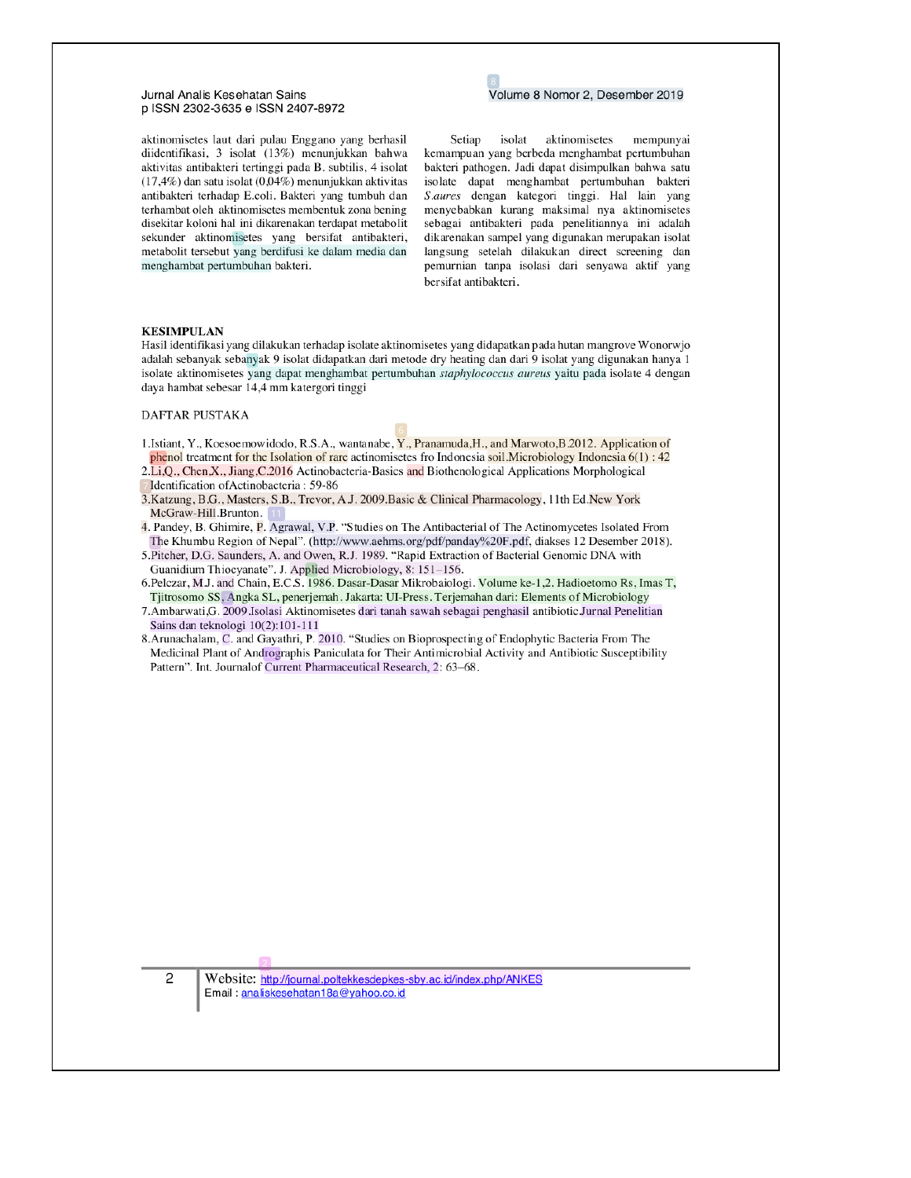aktinomisetes laut dari pulau Enggano yang berhasil diidentifikasi, 3 isolat (13%) menunjukkan bahwa aktivitas antibakteri tertinggi pada B. subtilis, 4 isolat (17,4%) dan satu isolat (0,04%) menunjukkan aktivitas antibakteri terhadap E.coli. Bakteri yang tumbuh dan terhambat oleh aktinomisetes membentuk zona bening disekitar koloni hal ini dikarenakan terdapat metabolit sekunder aktinomisetes yang bersifat antibakteri, metabolit tersebut yang berdifusi ke dalam media dan menghambat pertumbuhan bakteri.

Setiap isolat aktinomisetes mempunyai kemampuan yang berbeda menghambat pertumbuhan bakteri pathogen. Jadi dapat disimpulkan bahwa satu isolate dapat menghambat pertumbuhan bakteri *S.aures* dengan kategori tinggi. Hal lain yang menyebabkan kurang maksimal nya aktinomisetes sebagai antibakteri pada penelitiannya ini adalah dikarenakan sampel yang digunakan merupakan isolat langsung setelah dilakukan direct screening dan pemurnian tanpa isolasi dari senyawa aktif yang bersifat antibakteri.

## KESIMPULAN

Hasil identifikasi yang dilakukan terhadap isolate aktinomisetes yang didapatkan pada hutan mangrove Wonorwjo adalah sebanyak sebanyak 9 isolat didapatkan dari metode dry heating dan dari 9 isolat yang digunakan hanya 1 isolate aktinomisetes yang dapat menghambat pertumbuhan *staphylococcus aureus* yaitu pada isolate 4 dengan daya hambat sebesar 14,4 mm katergori tinggi

## DAFTAR PUSTAKA

1. Istiant, Y., Koesoemowidodo, R.S.A., wantanabe, Y., Pranamuda,H., and Marwoto,B.2012. Application of phenol treatment for the Isolation of rare actinomisetes fro Indonesia soil.Microbiology Indonesia 6(1) : 42
2. Li,Q., Chen,X., Jiang,C.2016 Actinobacteria-Basics and Biothenological Applications Morphological Identification ofActinobacteria : 59-86
3. Katzung, B.G., Masters, S.B., Trevor, A.J. 2009.Basic & Clinical Pharmacology, 11th Ed.New York McGraw-Hill.Brunton.
4. Pandey, B. Ghimire, P. Agrawal, V.P. "Studies on The Antibacterial of The Actinomycetes Isolated From The Khumbu Region of Nepal". (http://www.aehms.org/pdf/panday%20F.pdf, diakses 12 Desember 2018).
5. Pitcher, D.G. Saunders, A. and Owen, R.J. 1989. "Rapid Extraction of Bacterial Genomic DNA with Guanidium Thiocyanate". J. Applied Microbiology, 8: 151–156.
6. Pelczar, M.J. and Chain, E.C.S. 1986. Dasar-Dasar Mikrobaiologi. Volume ke-1,2. Hadioetomo Rs, Imas T, Tjitrosomo SS, Angka SL, penerjemah. Jakarta: UI-Press. Terjemahan dari: Elements of Microbiology
7. Ambarwati,G. 2009.Isolasi Aktinomisetes dari tanah sawah sebagai penghasil antibiotic.Jurnal Penelitian Sains dan teknologi 10(2):101-111
8. Arunachalam, C. and Gayathri, P. 2010. "Studies on Bioprospecting of Endophytic Bacteria From The Medicinal Plant of Andrographis Paniculata for Their Antimicrobial Activity and Antibiotic Susceptibility Pattern". Int. Journalof Current Pharmaceutical Research, 2: 63–68.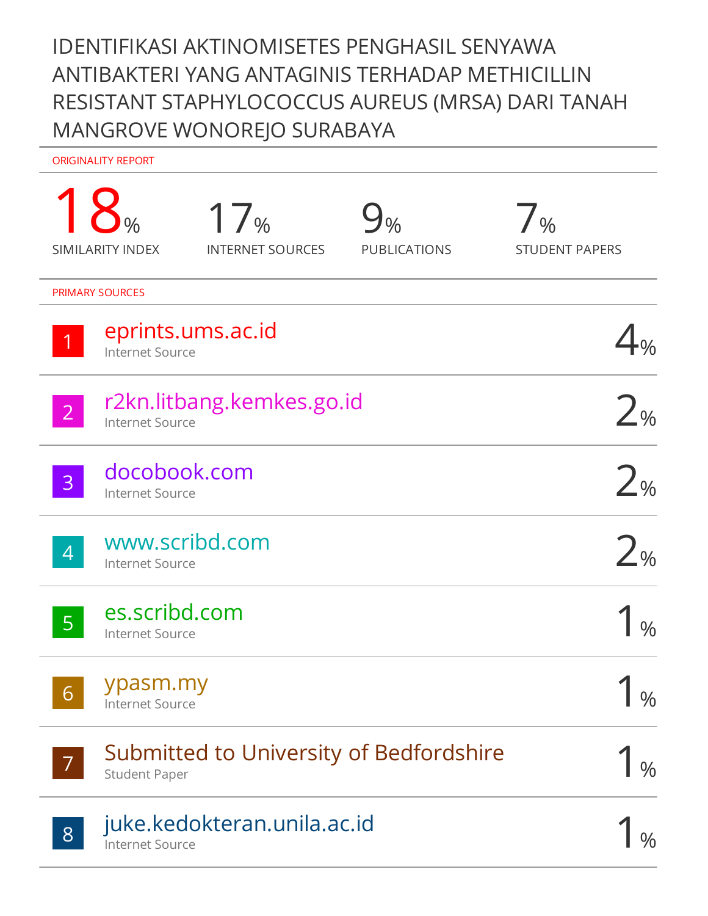# IDENTIFIKASI AKTINOMISETES PENGHASIL SENYAWA ANTIBAKTERI YANG ANTAGINIS TERHADAP METHICILLIN RESISTANT STAPHYLOCOCCUS AUREUS (MRSA) DARI TANAH MANGROVE WONOREJO SURABAYA

ORIGINALITY REPORT

| 18% | 17% | 9% | 7% |
|---|---|---|---|
| SIMILARITY INDEX | INTERNET SOURCES | PUBLICATIONS | STUDENT PAPERS |

PRIMARY SOURCES

| # | Source | Type | % |
|---|---|---|---|
| 1 | eprints.ums.ac.id | Internet Source | 4% |
| 2 | r2kn.litbang.kemkes.go.id | Internet Source | 2% |
| 3 | docobook.com | Internet Source | 2% |
| 4 | www.scribd.com | Internet Source | 2% |
| 5 | es.scribd.com | Internet Source | 1% |
| 6 | ypasm.my | Internet Source | 1% |
| 7 | Submitted to University of Bedfordshire | Student Paper | 1% |
| 8 | juke.kedokteran.unila.ac.id | Internet Source | 1% |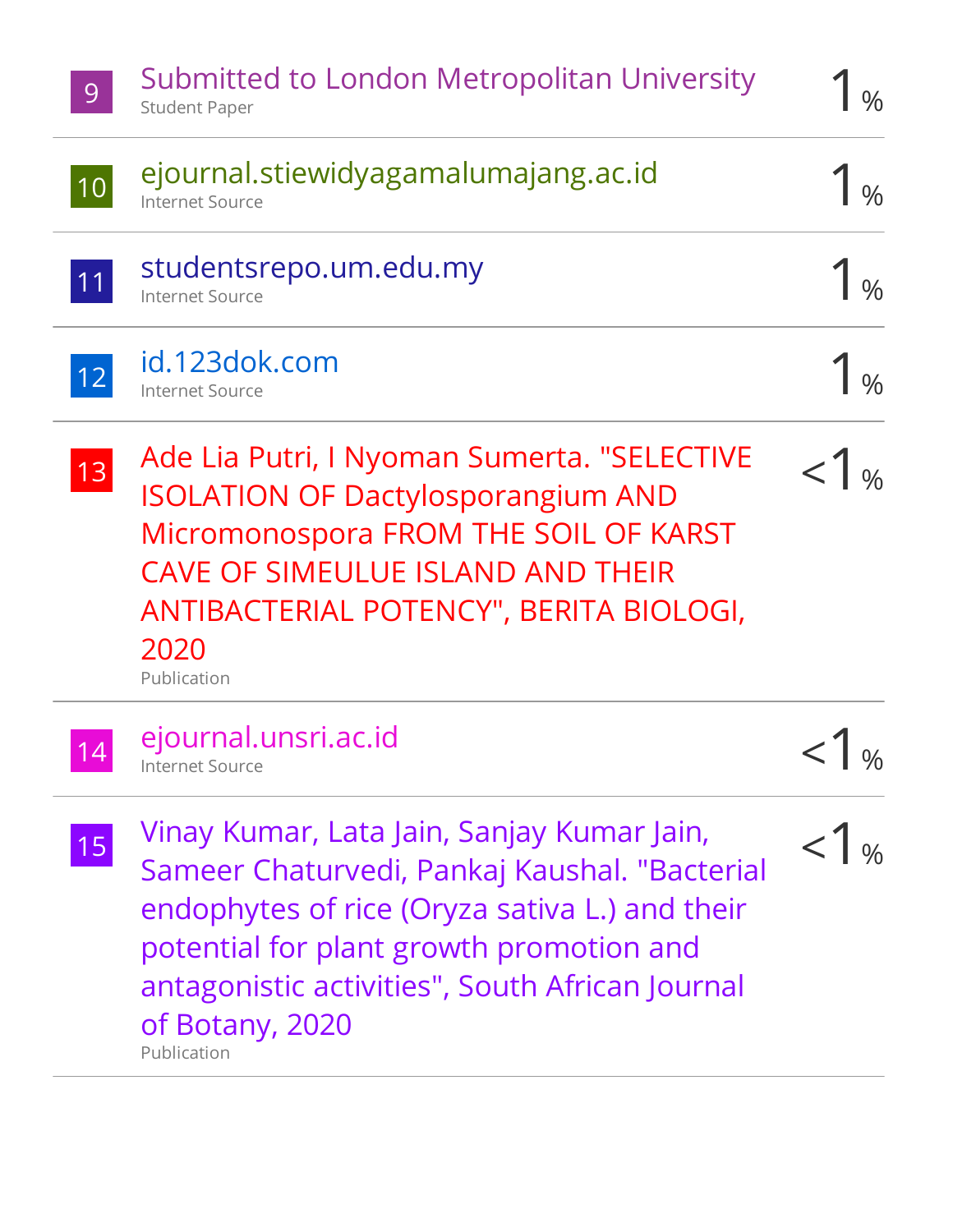| | | |
|---|---|---|
| 9 | Submitted to London Metropolitan University<br>Student Paper | 1% |
| 10 | ejournal.stiewidyagamalumajang.ac.id<br>Internet Source | 1% |
| 11 | studentsrepo.um.edu.my<br>Internet Source | 1% |
| 12 | id.123dok.com<br>Internet Source | 1% |
| 13 | Ade Lia Putri, I Nyoman Sumerta. "SELECTIVE ISOLATION OF Dactylosporangium AND Micromonospora FROM THE SOIL OF KARST CAVE OF SIMEULUE ISLAND AND THEIR ANTIBACTERIAL POTENCY", BERITA BIOLOGI, 2020<br>Publication | <1% |
| 14 | ejournal.unsri.ac.id<br>Internet Source | <1% |
| 15 | Vinay Kumar, Lata Jain, Sanjay Kumar Jain, Sameer Chaturvedi, Pankaj Kaushal. "Bacterial endophytes of rice (Oryza sativa L.) and their potential for plant growth promotion and antagonistic activities", South African Journal of Botany, 2020<br>Publication | <1% |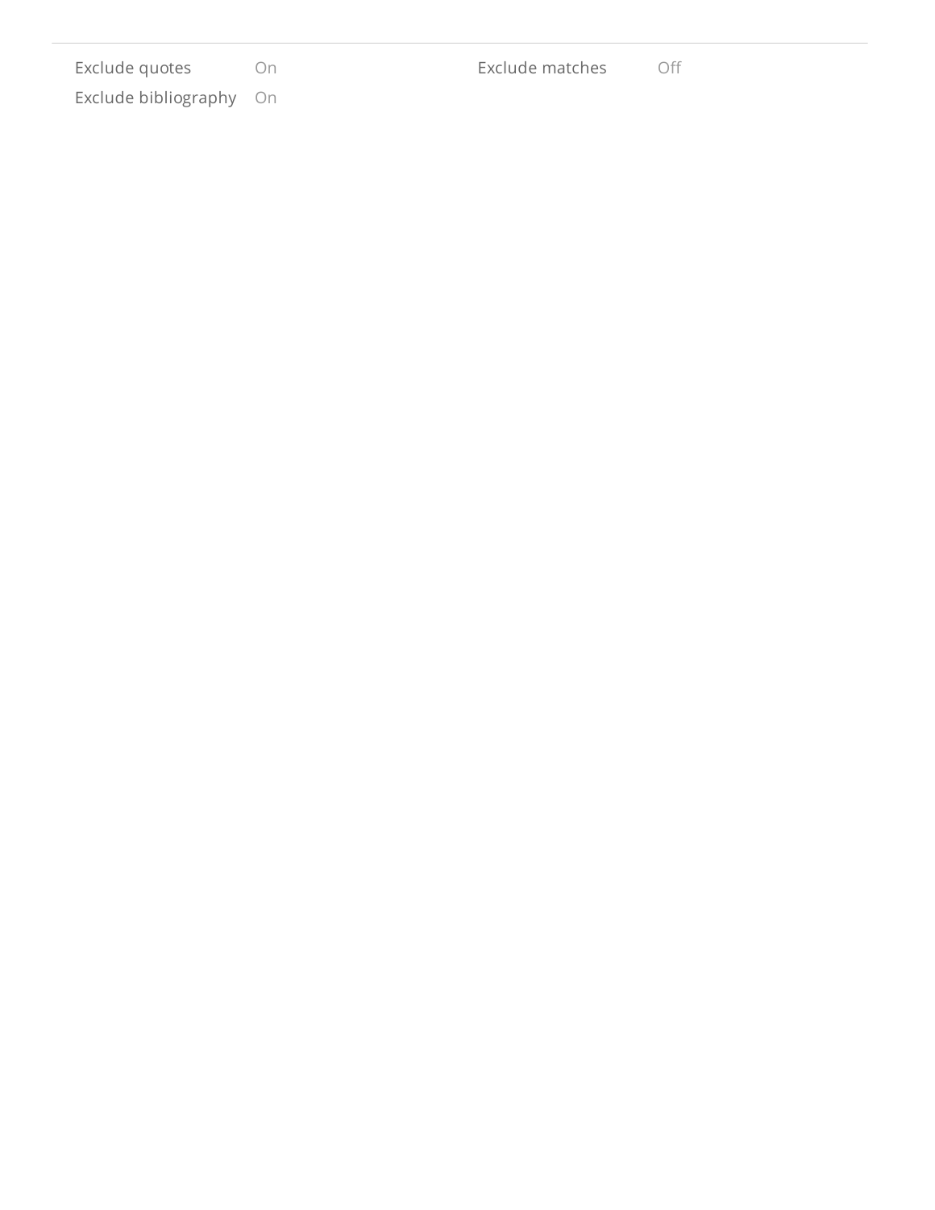| | | | |
|---|---|---|---|
| Exclude quotes | On | Exclude matches | Off |
| Exclude bibliography | On | | |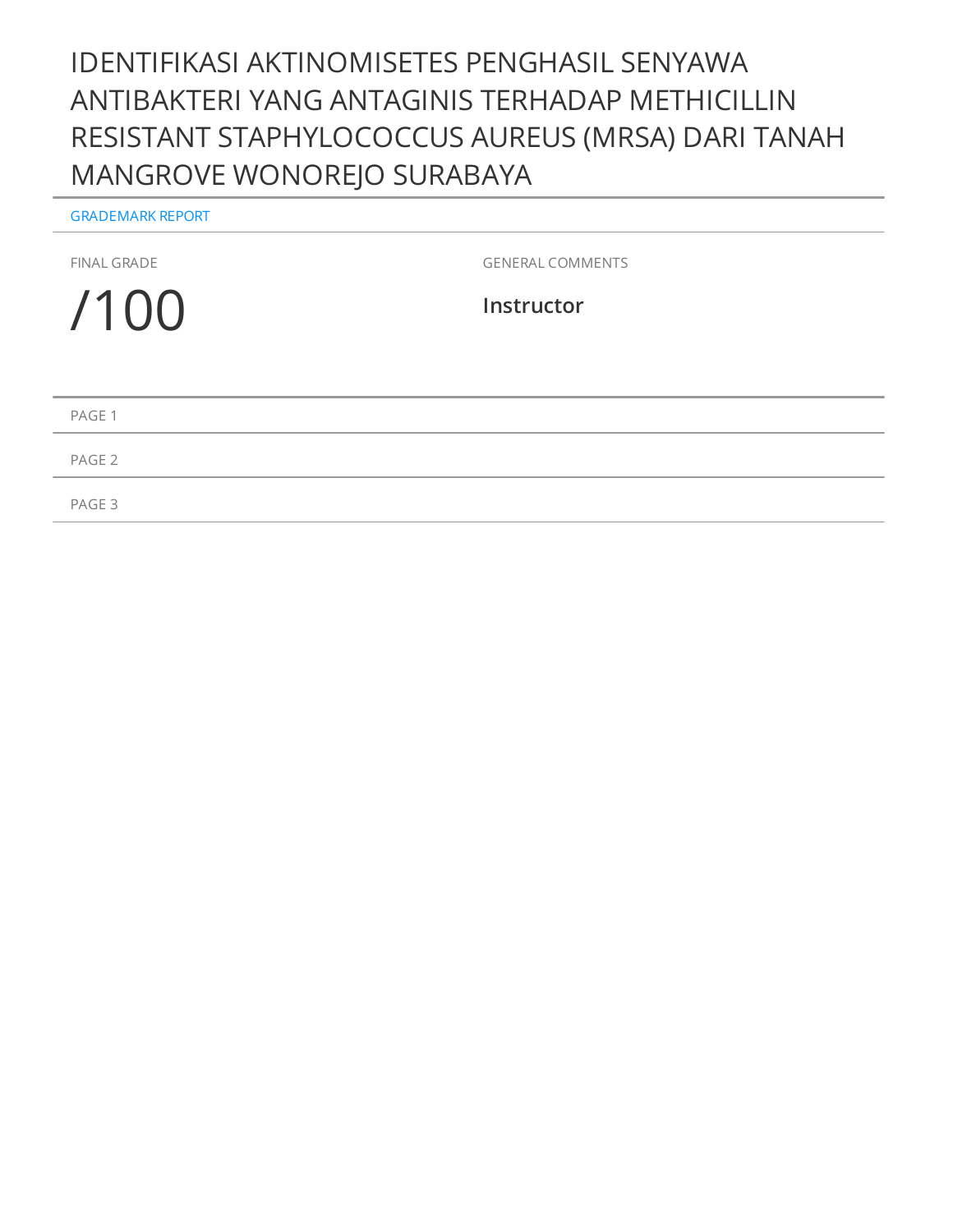# IDENTIFIKASI AKTINOMISETES PENGHASIL SENYAWA ANTIBAKTERI YANG ANTAGINIS TERHADAP METHICILLIN RESISTANT STAPHYLOCOCCUS AUREUS (MRSA) DARI TANAH MANGROVE WONOREJO SURABAYA

GRADEMARK REPORT

FINAL GRADE

/100

GENERAL COMMENTS

**Instructor**

PAGE 1

PAGE 2

PAGE 3